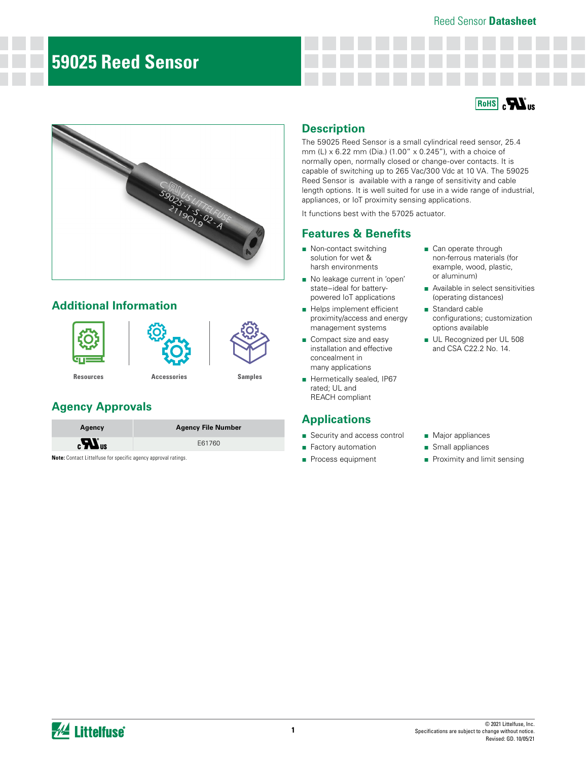# 59025 Reed Sensor

## Description

The 59025 Reed Sensor is a small cylindrical reed sensor, 25.4 mm (L) x 6.22 mm (Dia.) (1.00" x 0.245"), with a choice of normally open, normally closed or change-over contacts. It is capable of switching up to 265 Vac/300 Vdc at 10 VA. The 59025 Reed Sensor is available with a range of sensitivity and cable length options. It is well suited for use in a wide range of industrial, appliances, or IoT proximity sensing applications.

It functions best with the 57025 actuator.

## Features & Benefits

- Non-contact switching solution for wet & harsh environments
- No leakage current in 'open' state–ideal for battery-powered IoT applications
- Helps implement efficient proximity/access and energy management systems
- Compact size and easy installation and effective concealment in many applications
- Hermetically sealed, IP67 rated; UL and REACH compliant
- Can operate through non-ferrous materials (for example, wood, plastic, or aluminum)
- Available in select sensitivities (operating distances)
- Standard cable configurations; customization options available
- UL Recognized per UL 508 and CSA C22.2 No. 14.

## Applications

- Security and access control
- Factory automation
- Process equipment
- Major appliances
- Small appliances
- Proximity and limit sensing

## Additional Information

Resources | Accessories | Samples

## Agency Approvals

| Agency | Agency File Number |
|---|---|
| cULus | E61760 |

**Note:** Contact Littelfuse for specific agency approval ratings.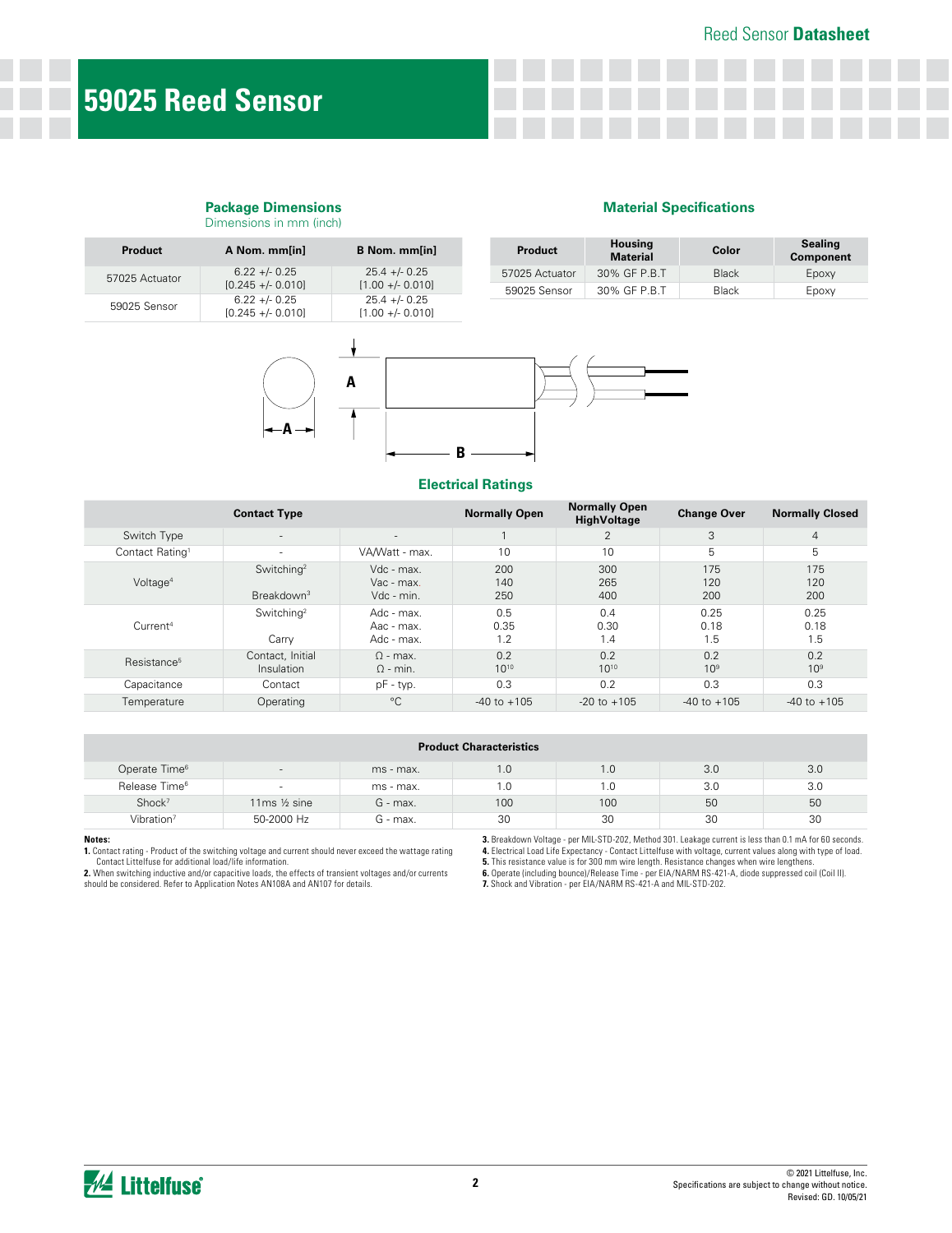# 59025 Reed Sensor

## Package Dimensions

Dimensions in mm (inch)

| Product | A Nom. mm[in] | B Nom. mm[in] |
|---|---|---|
| 57025 Actuator | 6.22 +/- 0.25 [0.245 +/- 0.010] | 25.4 +/- 0.25 [1.00 +/- 0.010] |
| 59025 Sensor | 6.22 +/- 0.25 [0.245 +/- 0.010] | 25.4 +/- 0.25 [1.00 +/- 0.010] |

## Material Specifications

| Product | Housing Material | Color | Sealing Component |
|---|---|---|---|
| 57025 Actuator | 30% GF P.B.T | Black | Epoxy |
| 59025 Sensor | 30% GF P.B.T | Black | Epoxy |

## Electrical Ratings

| Contact Type | | | Normally Open | Normally Open HighVoltage | Change Over | Normally Closed |
|---|---|---|---|---|---|---|
| Switch Type | - | - | 1 | 2 | 3 | 4 |
| Contact Rating[1] | - | VA/Watt - max. | 10 | 10 | 5 | 5 |
| Voltage[4] | Switching[2] | Vdc - max. | 200 | 300 | 175 | 175 |
| | | Vac - max. | 140 | 265 | 120 | 120 |
| | Breakdown[3] | Vdc - min. | 250 | 400 | 200 | 200 |
| Current[4] | Switching[2] | Adc - max. | 0.5 | 0.4 | 0.25 | 0.25 |
| | | Aac - max. | 0.35 | 0.30 | 0.18 | 0.18 |
| | Carry | Adc - max. | 1.2 | 1.4 | 1.5 | 1.5 |
| Resistance[5] | Contact, Initial | Ω - max. | 0.2 | 0.2 | 0.2 | 0.2 |
| | Insulation | Ω - min. | $10^{10}$ | $10^{10}$ | $10^{9}$ | $10^{9}$ |
| Capacitance | Contact | pF - typ. | 0.3 | 0.2 | 0.3 | 0.3 |
| Temperature | Operating | °C | -40 to +105 | -20 to +105 | -40 to +105 | -40 to +105 |

| Product Characteristics | | | | | | |
|---|---|---|---|---|---|---|
| Operate Time[6] | - | ms - max. | 1.0 | 1.0 | 3.0 | 3.0 |
| Release Time[6] | - | ms - max. | 1.0 | 1.0 | 3.0 | 3.0 |
| Shock[7] | 11ms ½ sine | G - max. | 100 | 100 | 50 | 50 |
| Vibration[7] | 50-2000 Hz | G - max. | 30 | 30 | 30 | 30 |

**Notes:**

**1.** Contact rating - Product of the switching voltage and current should never exceed the wattage rating Contact Littelfuse for additional load/life information.

**2.** When switching inductive and/or capacitive loads, the effects of transient voltages and/or currents should be considered. Refer to Application Notes AN108A and AN107 for details.

**3.** Breakdown Voltage - per MIL-STD-202, Method 301. Leakage current is less than 0.1 mA for 60 seconds.

**4.** Electrical Load Life Expectancy - Contact Littelfuse with voltage, current values along with type of load.

**5.** This resistance value is for 300 mm wire length. Resistance changes when wire lengthens.

**6.** Operate (including bounce)/Release Time - per EIA/NARM RS-421-A, diode suppressed coil (Coil II).

**7.** Shock and Vibration - per EIA/NARM RS-421-A and MIL-STD-202.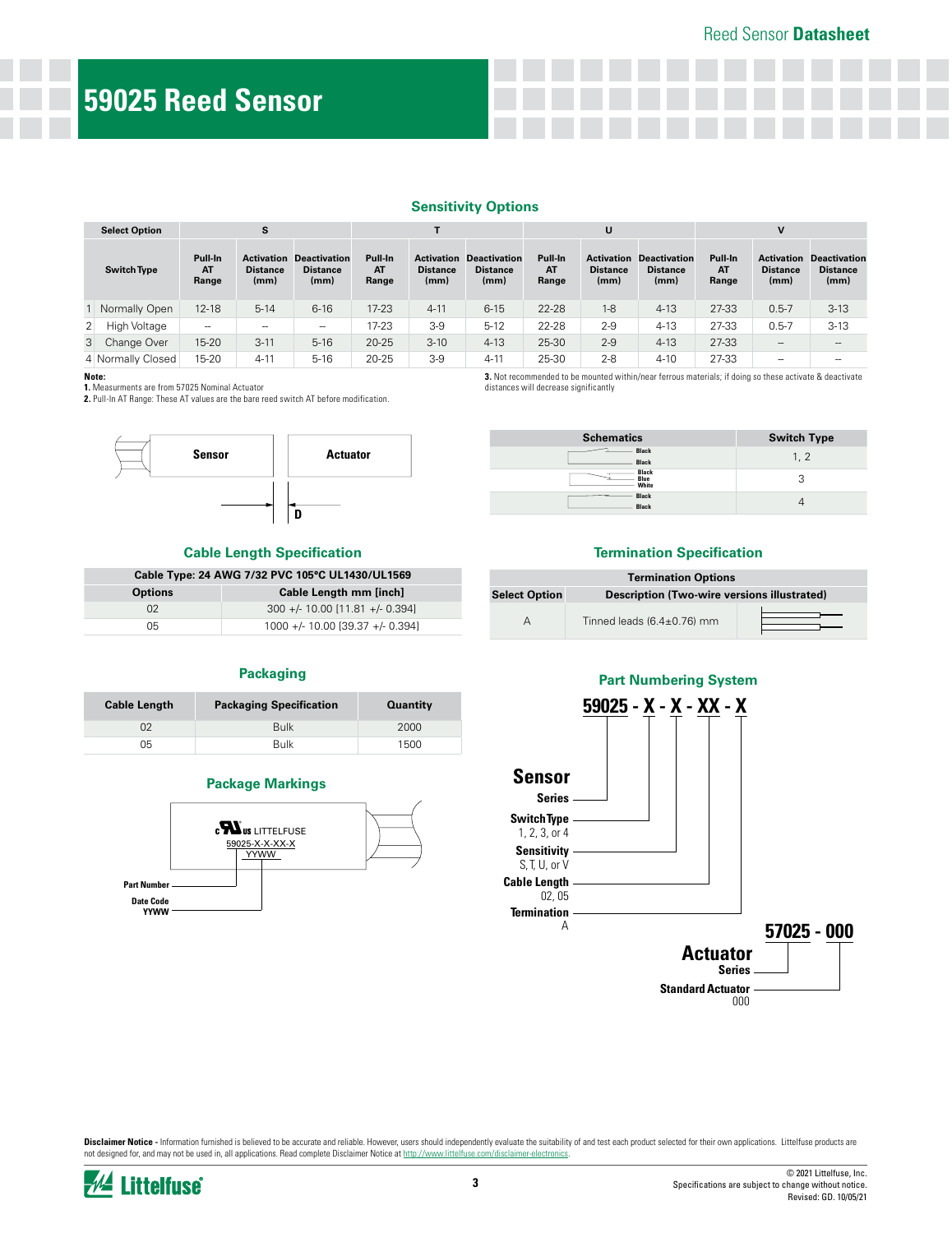# 59025 Reed Sensor

## Sensitivity Options

| Select Option | | S | | | T | | | U | | | V | | |
|---|---|---|---|---|---|---|---|---|---|---|---|---|---|
| Switch Type | | Pull-In AT Range | Activation Distance (mm) | Deactivation Distance (mm) | Pull-In AT Range | Activation Distance (mm) | Deactivation Distance (mm) | Pull-In AT Range | Activation Distance (mm) | Deactivation Distance (mm) | Pull-In AT Range | Activation Distance (mm) | Deactivation Distance (mm) |
| 1 | Normally Open | 12-18 | 5-14 | 6-16 | 17-23 | 4-11 | 6-15 | 22-28 | 1-8 | 4-13 | 27-33 | 0.5-7 | 3-13 |
| 2 | High Voltage | -- | -- | -- | 17-23 | 3-9 | 5-12 | 22-28 | 2-9 | 4-13 | 27-33 | 0.5-7 | 3-13 |
| 3 | Change Over | 15-20 | 3-11 | 5-16 | 20-25 | 3-10 | 4-13 | 25-30 | 2-9 | 4-13 | 27-33 | -- | -- |
| 4 | Normally Closed | 15-20 | 4-11 | 5-16 | 20-25 | 3-9 | 4-11 | 25-30 | 2-8 | 4-10 | 27-33 | -- | -- |

**Note:**
**1.** Measurments are from 57025 Nominal Actuator
**2.** Pull-In AT Range: These AT values are the bare reed switch AT before modification.
**3.** Not recommended to be mounted within/near ferrous materials; if doing so these activate & deactivate distances will decrease significantly

Sensor

Actuator

D

| Schematics | Switch Type |
|---|---|
| Black / Black | 1, 2 |
| Black / Blue / White | 3 |
| Black / Black | 4 |

## Cable Length Specification

| Cable Type: 24 AWG 7/32 PVC 105°C UL1430/UL1569 | |
|---|---|
| **Options** | **Cable Length mm [inch]** |
| 02 | 300 +/- 10.00 [11.81 +/- 0.394] |
| 05 | 1000 +/- 10.00 [39.37 +/- 0.394] |

## Termination Specification

| Termination Options | |
|---|---|
| **Select Option** | **Description (Two-wire versions illustrated)** |
| A | Tinned leads (6.4±0.76) mm |

## Packaging

| Cable Length | Packaging Specification | Quantity |
|---|---|---|
| 02 | Bulk | 2000 |
| 05 | Bulk | 1500 |

## Package Markings

c UR us LITTELFUSE
59025-X-X-XX-X
YYWW

Part Number

Date Code YYWW

## Part Numbering System

**59025 - X - X - XX - X**

**Sensor Series**

**Switch Type**
1, 2, 3, or 4

**Sensitivity**
S, T, U, or V

**Cable Length**
02, 05

**Termination**
A

**57025 - 000**

**Actuator Series**

**Standard Actuator**
000

**Disclaimer Notice -** Information furnished is believed to be accurate and reliable. However, users should independently evaluate the suitability of and test each product selected for their own applications. Littelfuse products are not designed for, and may not be used in, all applications. Read complete Disclaimer Notice at http://www.littelfuse.com/disclaimer-electronics.

© 2021 Littelfuse, Inc.
Specifications are subject to change without notice.
Revised: GD. 10/05/21